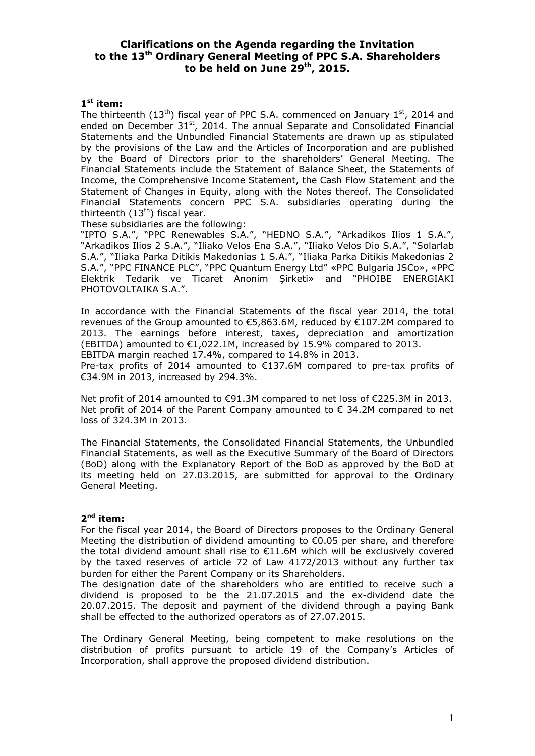# Clarifications on the Agenda regarding the Invitation to the 13th Ordinary General Meeting of PPC S.A. Shareholders to be held on June 29th, 2015.

## 1st item:

The thirteenth (13th) fiscal year of PPC S.A. commenced on January 1st, 2014 and ended on December 31st, 2014. The annual Separate and Consolidated Financial Statements and the Unbundled Financial Statements are drawn up as stipulated by the provisions of the Law and the Articles of Incorporation and are published by the Board of Directors prior to the shareholders' General Meeting. The Financial Statements include the Statement of Balance Sheet, the Statements of Income, the Comprehensive Income Statement, the Cash Flow Statement and the Statement of Changes in Equity, along with the Notes thereof. The Consolidated Financial Statements concern PPC S.A. subsidiaries operating during the thirteenth (13th) fiscal year.

These subsidiaries are the following:

"IPTO S.A.", "PPC Renewables S.A.", "HEDNO S.A.", "Arkadikos Ilios 1 S.A.", "Arkadikos Ilios 2 S.A.", "Iliako Velos Ena S.A.", "Iliako Velos Dio S.A.", "Solarlab S.A.", "Iliaka Parka Ditikis Makedonias 1 S.A.", "Iliaka Parka Ditikis Makedonias 2 S.A.", "PPC FINANCE PLC", "PPC Quantum Energy Ltd" «PPC Bulgaria JSCo», «PPC Elektrik Tedarik ve Ticaret Anonim Şirketi» and "PHOIBE ENERGIAKI PHOTOVOLTAIKA S.A.".

In accordance with the Financial Statements of the fiscal year 2014, the total revenues of the Group amounted to €5,863.6M, reduced by €107.2M compared to 2013. The earnings before interest, taxes, depreciation and amortization (EBITDA) amounted to €1,022.1M, increased by 15.9% compared to 2013.

EBITDA margin reached 17.4%, compared to 14.8% in 2013.

Pre-tax profits of 2014 amounted to €137.6M compared to pre-tax profits of €34.9M in 2013, increased by 294.3%.

Net profit of 2014 amounted to €91.3M compared to net loss of €225.3M in 2013. Net profit of 2014 of the Parent Company amounted to € 34.2M compared to net loss of 324.3M in 2013.

The Financial Statements, the Consolidated Financial Statements, the Unbundled Financial Statements, as well as the Executive Summary of the Board of Directors (BoD) along with the Explanatory Report of the BoD as approved by the BoD at its meeting held on 27.03.2015, are submitted for approval to the Ordinary General Meeting.

## 2nd item:

For the fiscal year 2014, the Board of Directors proposes to the Ordinary General Meeting the distribution of dividend amounting to €0.05 per share, and therefore the total dividend amount shall rise to €11.6M which will be exclusively covered by the taxed reserves of article 72 of Law 4172/2013 without any further tax burden for either the Parent Company or its Shareholders.

The designation date of the shareholders who are entitled to receive such a dividend is proposed to be the 21.07.2015 and the ex-dividend date the 20.07.2015. The deposit and payment of the dividend through a paying Bank shall be effected to the authorized operators as of 27.07.2015.

The Ordinary General Meeting, being competent to make resolutions on the distribution of profits pursuant to article 19 of the Company's Articles of Incorporation, shall approve the proposed dividend distribution.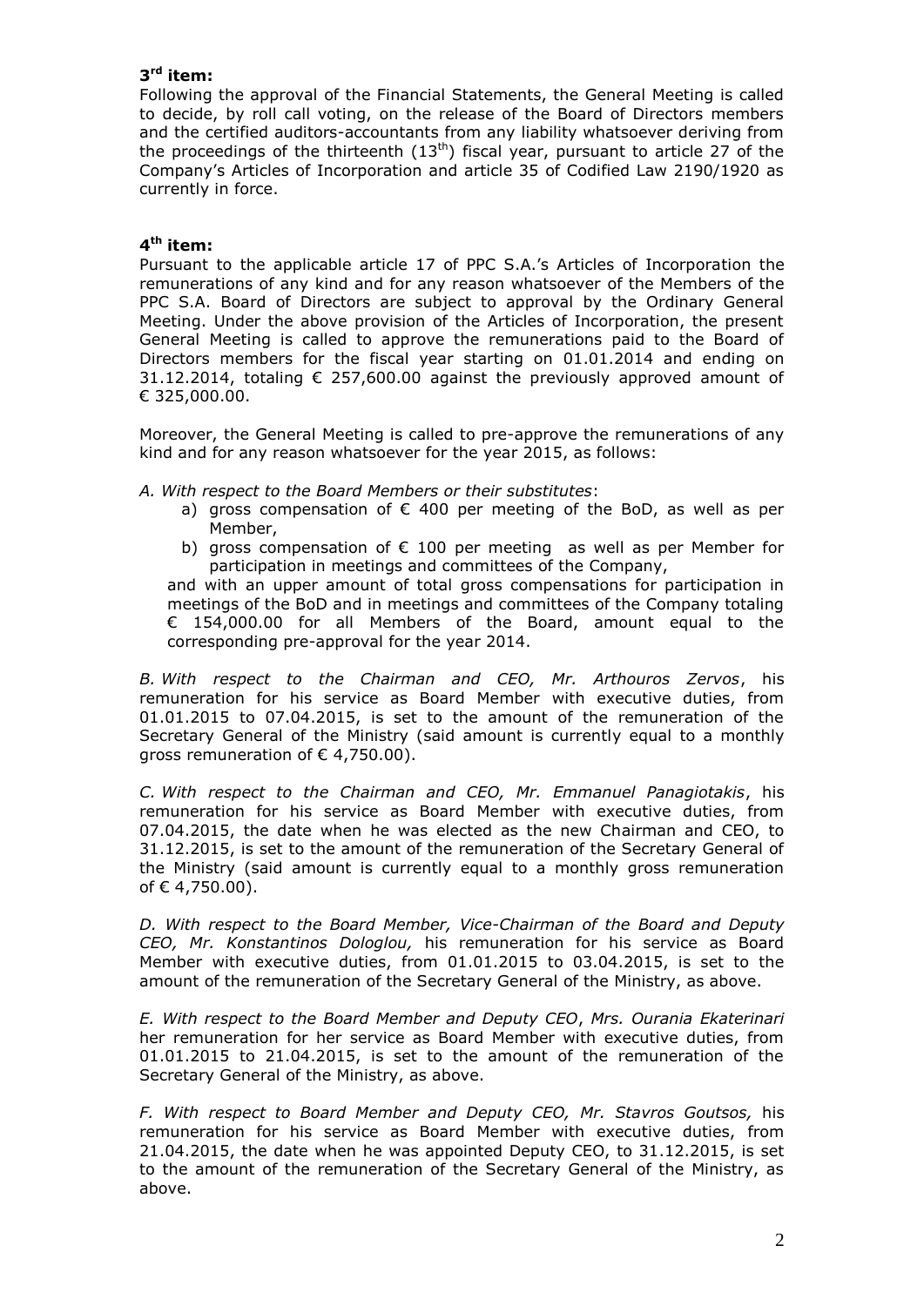### 3rd item:

Following the approval of the Financial Statements, the General Meeting is called to decide, by roll call voting, on the release of the Board of Directors members and the certified auditors-accountants from any liability whatsoever deriving from the proceedings of the thirteenth (13th) fiscal year, pursuant to article 27 of the Company's Articles of Incorporation and article 35 of Codified Law 2190/1920 as currently in force.

### 4th item:

Pursuant to the applicable article 17 of PPC S.A.'s Articles of Incorporation the remunerations of any kind and for any reason whatsoever of the Members of the PPC S.A. Board of Directors are subject to approval by the Ordinary General Meeting. Under the above provision of the Articles of Incorporation, the present General Meeting is called to approve the remunerations paid to the Board of Directors members for the fiscal year starting on 01.01.2014 and ending on 31.12.2014, totaling € 257,600.00 against the previously approved amount of € 325,000.00.

Moreover, the General Meeting is called to pre-approve the remunerations of any kind and for any reason whatsoever for the year 2015, as follows:

*A. With respect to the Board Members or their substitutes*:

a) gross compensation of € 400 per meeting of the BoD, as well as per Member,

b) gross compensation of € 100 per meeting as well as per Member for participation in meetings and committees of the Company,

and with an upper amount of total gross compensations for participation in meetings of the BoD and in meetings and committees of the Company totaling € 154,000.00 for all Members of the Board, amount equal to the corresponding pre-approval for the year 2014.

*B. With respect to the Chairman and CEO, Mr. Arthouros Zervos*, his remuneration for his service as Board Member with executive duties, from 01.01.2015 to 07.04.2015, is set to the amount of the remuneration of the Secretary General of the Ministry (said amount is currently equal to a monthly gross remuneration of € 4,750.00).

*C. With respect to the Chairman and CEO, Mr. Emmanuel Panagiotakis*, his remuneration for his service as Board Member with executive duties, from 07.04.2015, the date when he was elected as the new Chairman and CEO, to 31.12.2015, is set to the amount of the remuneration of the Secretary General of the Ministry (said amount is currently equal to a monthly gross remuneration of € 4,750.00).

*D. With respect to the Board Member, Vice-Chairman of the Board and Deputy CEO, Mr. Konstantinos Dologlou,* his remuneration for his service as Board Member with executive duties, from 01.01.2015 to 03.04.2015, is set to the amount of the remuneration of the Secretary General of the Ministry, as above.

*E. With respect to the Board Member and Deputy CEO*, *Mrs. Ourania Ekaterinari* her remuneration for her service as Board Member with executive duties, from 01.01.2015 to 21.04.2015, is set to the amount of the remuneration of the Secretary General of the Ministry, as above.

*F. With respect to Board Member and Deputy CEO, Mr. Stavros Goutsos,* his remuneration for his service as Board Member with executive duties, from 21.04.2015, the date when he was appointed Deputy CEO, to 31.12.2015, is set to the amount of the remuneration of the Secretary General of the Ministry, as above.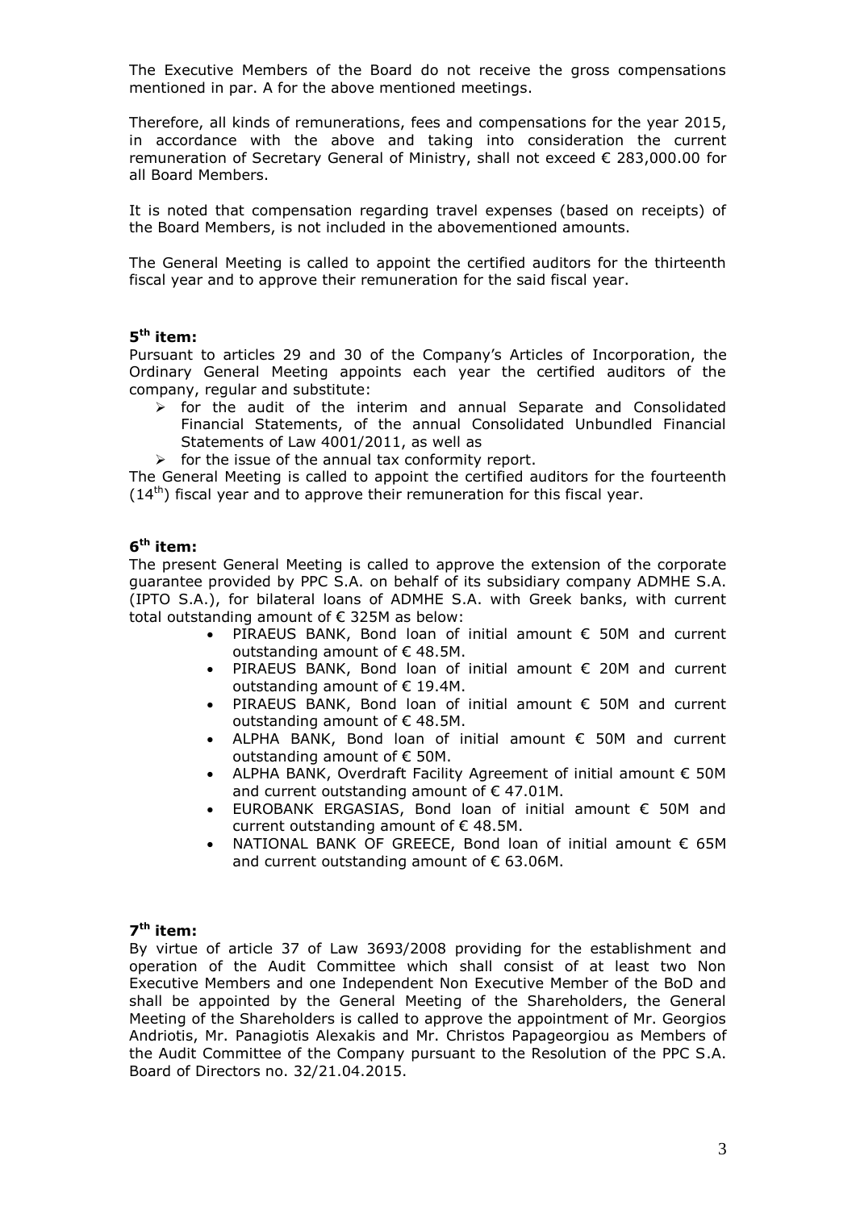The Executive Members of the Board do not receive the gross compensations mentioned in par. A for the above mentioned meetings.

Therefore, all kinds of remunerations, fees and compensations for the year 2015, in accordance with the above and taking into consideration the current remuneration of Secretary General of Ministry, shall not exceed € 283,000.00 for all Board Members.

It is noted that compensation regarding travel expenses (based on receipts) of the Board Members, is not included in the abovementioned amounts.

The General Meeting is called to appoint the certified auditors for the thirteenth fiscal year and to approve their remuneration for the said fiscal year.

**5th item:**

Pursuant to articles 29 and 30 of the Company's Articles of Incorporation, the Ordinary General Meeting appoints each year the certified auditors of the company, regular and substitute:

- for the audit of the interim and annual Separate and Consolidated Financial Statements, of the annual Consolidated Unbundled Financial Statements of Law 4001/2011, as well as
- for the issue of the annual tax conformity report.

The General Meeting is called to appoint the certified auditors for the fourteenth (14th) fiscal year and to approve their remuneration for this fiscal year.

**6th item:**

The present General Meeting is called to approve the extension of the corporate guarantee provided by PPC S.A. on behalf of its subsidiary company ADMHE S.A. (IPTO S.A.), for bilateral loans of ADMHE S.A. with Greek banks, with current total outstanding amount of € 325M as below:

- PIRAEUS BANK, Bond loan of initial amount € 50M and current outstanding amount of € 48.5M.
- PIRAEUS BANK, Bond loan of initial amount € 20M and current outstanding amount of € 19.4M.
- PIRAEUS BANK, Bond loan of initial amount € 50M and current outstanding amount of € 48.5M.
- ALPHA BANK, Bond loan of initial amount € 50M and current outstanding amount of € 50M.
- ALPHA BANK, Overdraft Facility Agreement of initial amount € 50M and current outstanding amount of € 47.01M.
- EUROBANK ERGASIAS, Bond loan of initial amount € 50M and current outstanding amount of € 48.5M.
- NATIONAL BANK OF GREECE, Bond loan of initial amount € 65M and current outstanding amount of € 63.06M.

**7th item:**

By virtue of article 37 of Law 3693/2008 providing for the establishment and operation of the Audit Committee which shall consist of at least two Non Executive Members and one Independent Non Executive Member of the BoD and shall be appointed by the General Meeting of the Shareholders, the General Meeting of the Shareholders is called to approve the appointment of Mr. Georgios Andriotis, Mr. Panagiotis Alexakis and Mr. Christos Papageorgiou as Members of the Audit Committee of the Company pursuant to the Resolution of the PPC S.A. Board of Directors no. 32/21.04.2015.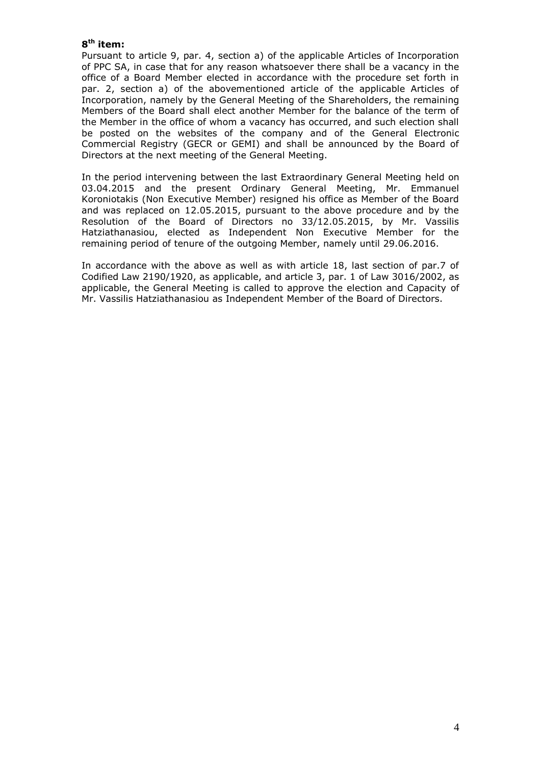**8th item:**

Pursuant to article 9, par. 4, section a) of the applicable Articles of Incorporation of PPC SA, in case that for any reason whatsoever there shall be a vacancy in the office of a Board Member elected in accordance with the procedure set forth in par. 2, section a) of the abovementioned article of the applicable Articles of Incorporation, namely by the General Meeting of the Shareholders, the remaining Members of the Board shall elect another Member for the balance of the term of the Member in the office of whom a vacancy has occurred, and such election shall be posted on the websites of the company and of the General Electronic Commercial Registry (GECR or GEMI) and shall be announced by the Board of Directors at the next meeting of the General Meeting.

In the period intervening between the last Extraordinary General Meeting held on 03.04.2015 and the present Ordinary General Meeting, Mr. Emmanuel Koroniotakis (Non Executive Member) resigned his office as Member of the Board and was replaced on 12.05.2015, pursuant to the above procedure and by the Resolution of the Board of Directors no 33/12.05.2015, by Mr. Vassilis Hatziathanasiou, elected as Independent Non Executive Member for the remaining period of tenure of the outgoing Member, namely until 29.06.2016.

In accordance with the above as well as with article 18, last section of par.7 of Codified Law 2190/1920, as applicable, and article 3, par. 1 of Law 3016/2002, as applicable, the General Meeting is called to approve the election and Capacity of Mr. Vassilis Hatziathanasiou as Independent Member of the Board of Directors.